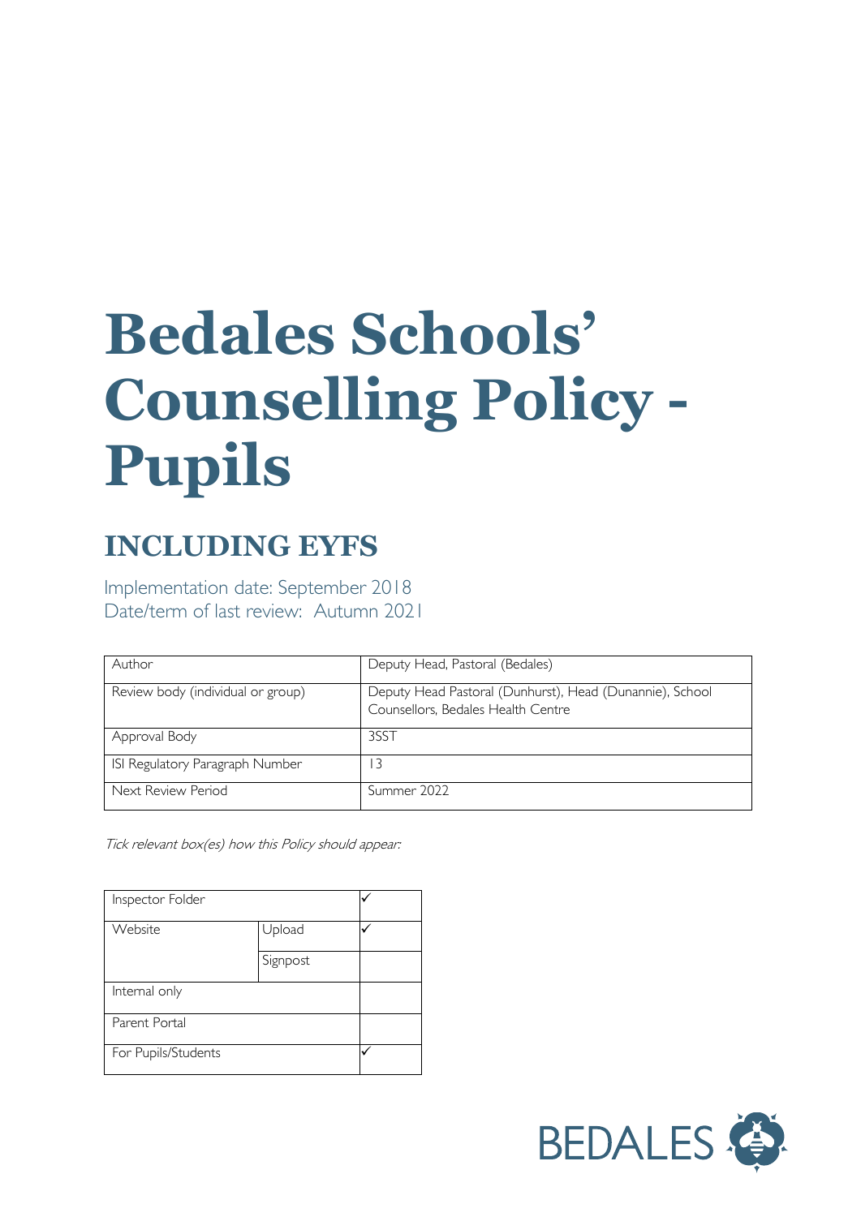# Bedales Schools' Counselling Policy - Pupils

## INCLUDING EYFS

Implementation date: September 2018
Date/term of last review: Autumn 2021

| Author | Deputy Head, Pastoral (Bedales) |
|---|---|
| Review body (individual or group) | Deputy Head Pastoral (Dunhurst), Head (Dunannie), School Counsellors, Bedales Health Centre |
| Approval Body | 3SST |
| ISI Regulatory Paragraph Number | 13 |
| Next Review Period | Summer 2022 |

*Tick relevant box(es) how this Policy should appear:*

| Inspector Folder | | ✓ |
|---|---|---|
| Website | Upload | ✓ |
| | Signpost | |
| Internal only | | |
| Parent Portal | | |
| For Pupils/Students | | ✓ |

BEDALES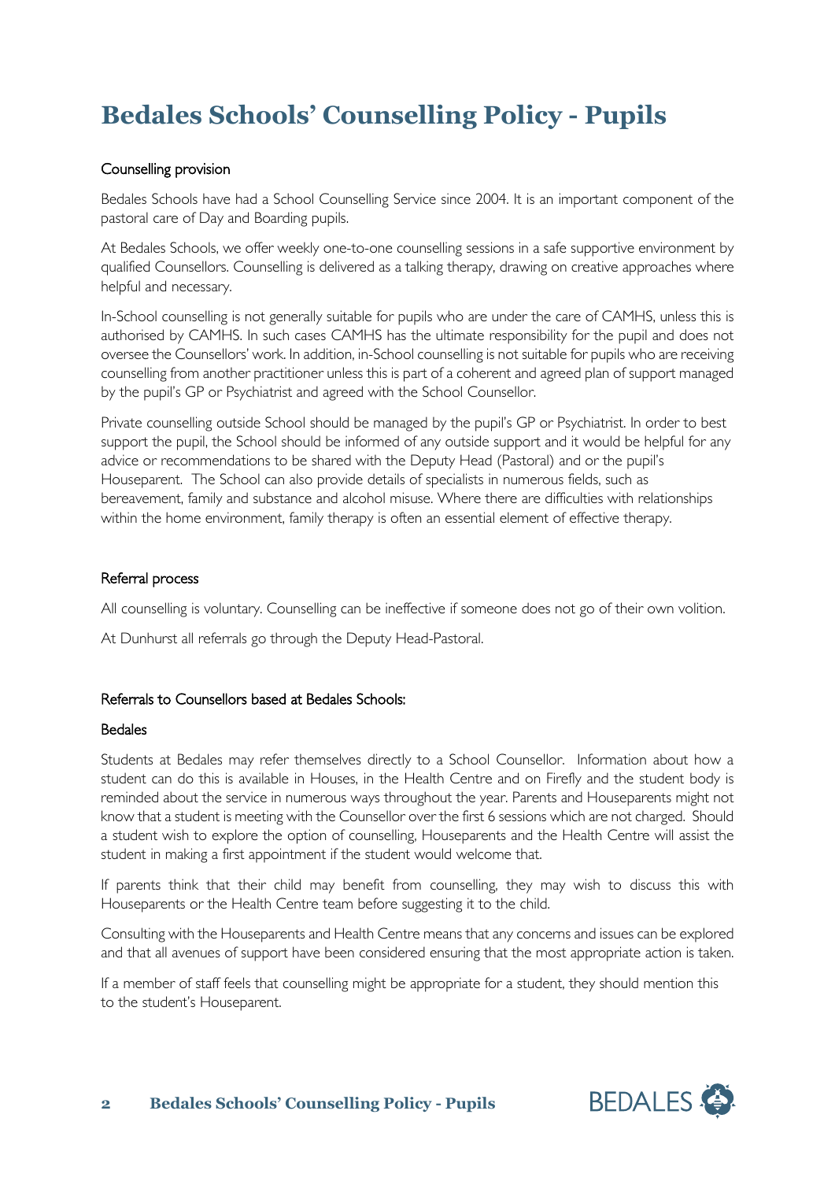# Bedales Schools' Counselling Policy - Pupils

## Counselling provision

Bedales Schools have had a School Counselling Service since 2004. It is an important component of the pastoral care of Day and Boarding pupils.

At Bedales Schools, we offer weekly one-to-one counselling sessions in a safe supportive environment by qualified Counsellors. Counselling is delivered as a talking therapy, drawing on creative approaches where helpful and necessary.

In-School counselling is not generally suitable for pupils who are under the care of CAMHS, unless this is authorised by CAMHS. In such cases CAMHS has the ultimate responsibility for the pupil and does not oversee the Counsellors' work. In addition, in-School counselling is not suitable for pupils who are receiving counselling from another practitioner unless this is part of a coherent and agreed plan of support managed by the pupil's GP or Psychiatrist and agreed with the School Counsellor.

Private counselling outside School should be managed by the pupil's GP or Psychiatrist. In order to best support the pupil, the School should be informed of any outside support and it would be helpful for any advice or recommendations to be shared with the Deputy Head (Pastoral) and or the pupil's Houseparent. The School can also provide details of specialists in numerous fields, such as bereavement, family and substance and alcohol misuse. Where there are difficulties with relationships within the home environment, family therapy is often an essential element of effective therapy.

## Referral process

All counselling is voluntary. Counselling can be ineffective if someone does not go of their own volition.

At Dunhurst all referrals go through the Deputy Head-Pastoral.

## Referrals to Counsellors based at Bedales Schools:

### Bedales

Students at Bedales may refer themselves directly to a School Counsellor. Information about how a student can do this is available in Houses, in the Health Centre and on Firefly and the student body is reminded about the service in numerous ways throughout the year. Parents and Houseparents might not know that a student is meeting with the Counsellor over the first 6 sessions which are not charged. Should a student wish to explore the option of counselling, Houseparents and the Health Centre will assist the student in making a first appointment if the student would welcome that.

If parents think that their child may benefit from counselling, they may wish to discuss this with Houseparents or the Health Centre team before suggesting it to the child.

Consulting with the Houseparents and Health Centre means that any concerns and issues can be explored and that all avenues of support have been considered ensuring that the most appropriate action is taken.

If a member of staff feels that counselling might be appropriate for a student, they should mention this to the student's Houseparent.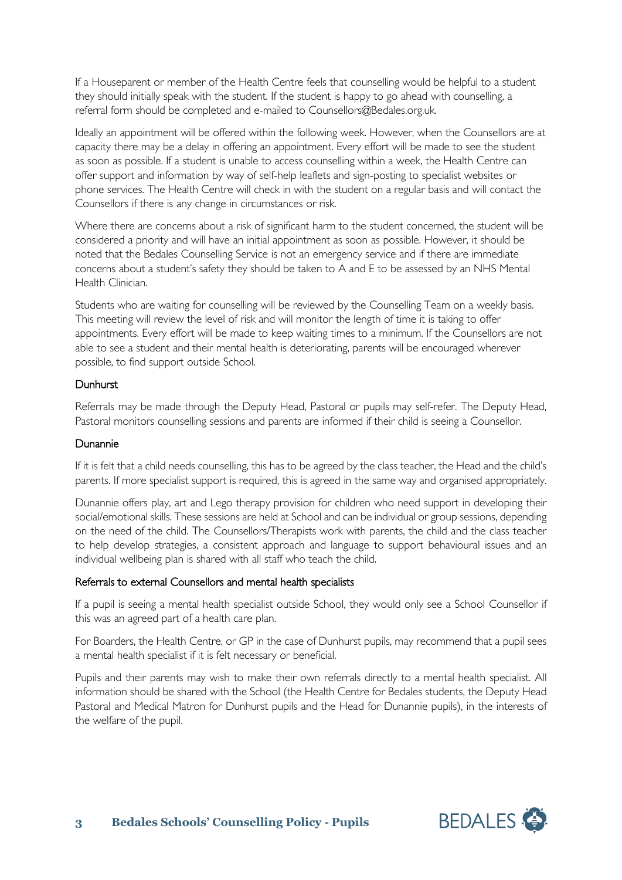If a Houseparent or member of the Health Centre feels that counselling would be helpful to a student they should initially speak with the student. If the student is happy to go ahead with counselling, a referral form should be completed and e-mailed to Counsellors@Bedales.org.uk.

Ideally an appointment will be offered within the following week. However, when the Counsellors are at capacity there may be a delay in offering an appointment. Every effort will be made to see the student as soon as possible. If a student is unable to access counselling within a week, the Health Centre can offer support and information by way of self-help leaflets and sign-posting to specialist websites or phone services. The Health Centre will check in with the student on a regular basis and will contact the Counsellors if there is any change in circumstances or risk.

Where there are concerns about a risk of significant harm to the student concerned, the student will be considered a priority and will have an initial appointment as soon as possible. However, it should be noted that the Bedales Counselling Service is not an emergency service and if there are immediate concerns about a student's safety they should be taken to A and E to be assessed by an NHS Mental Health Clinician.

Students who are waiting for counselling will be reviewed by the Counselling Team on a weekly basis. This meeting will review the level of risk and will monitor the length of time it is taking to offer appointments. Every effort will be made to keep waiting times to a minimum. If the Counsellors are not able to see a student and their mental health is deteriorating, parents will be encouraged wherever possible, to find support outside School.

### Dunhurst

Referrals may be made through the Deputy Head, Pastoral or pupils may self-refer. The Deputy Head, Pastoral monitors counselling sessions and parents are informed if their child is seeing a Counsellor.

### Dunannie

If it is felt that a child needs counselling, this has to be agreed by the class teacher, the Head and the child's parents. If more specialist support is required, this is agreed in the same way and organised appropriately.

Dunannie offers play, art and Lego therapy provision for children who need support in developing their social/emotional skills. These sessions are held at School and can be individual or group sessions, depending on the need of the child. The Counsellors/Therapists work with parents, the child and the class teacher to help develop strategies, a consistent approach and language to support behavioural issues and an individual wellbeing plan is shared with all staff who teach the child.

### Referrals to external Counsellors and mental health specialists

If a pupil is seeing a mental health specialist outside School, they would only see a School Counsellor if this was an agreed part of a health care plan.

For Boarders, the Health Centre, or GP in the case of Dunhurst pupils, may recommend that a pupil sees a mental health specialist if it is felt necessary or beneficial.

Pupils and their parents may wish to make their own referrals directly to a mental health specialist. All information should be shared with the School (the Health Centre for Bedales students, the Deputy Head Pastoral and Medical Matron for Dunhurst pupils and the Head for Dunannie pupils), in the interests of the welfare of the pupil.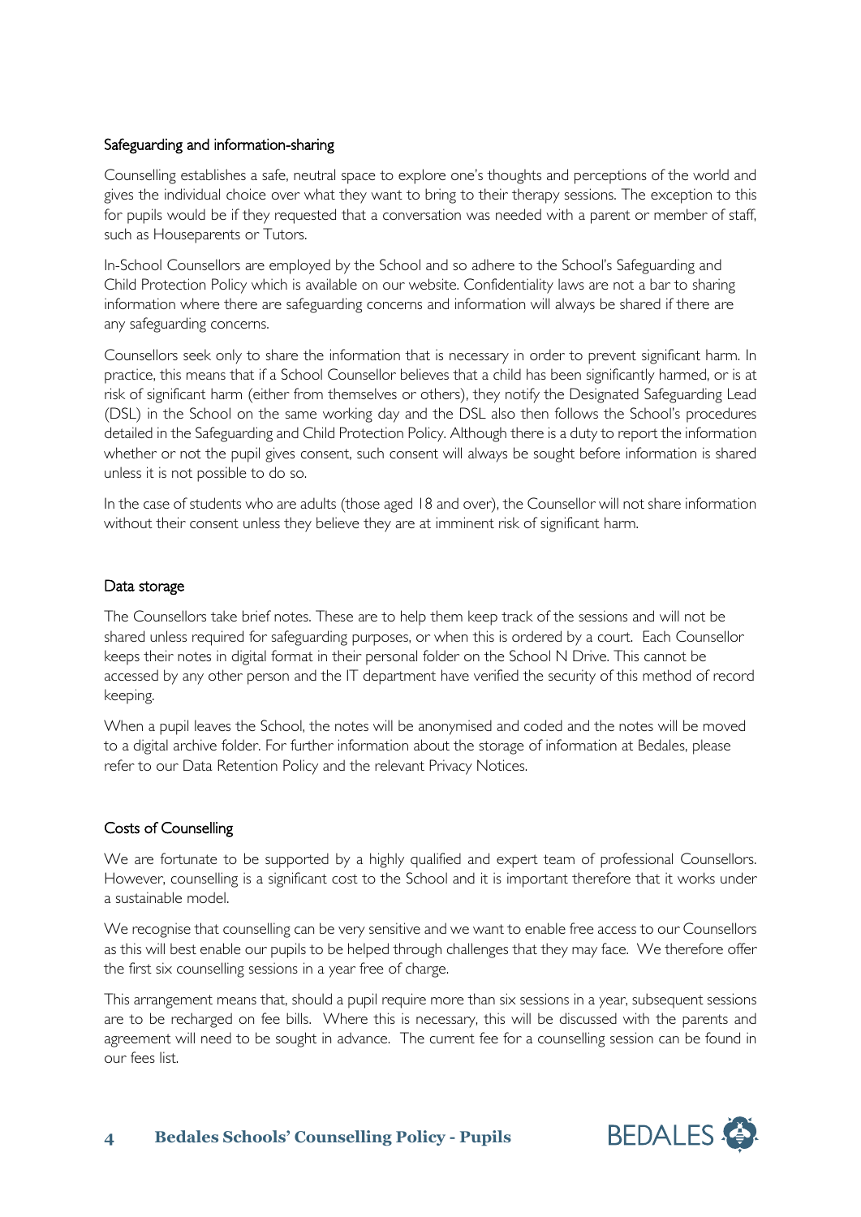## Safeguarding and information-sharing

Counselling establishes a safe, neutral space to explore one's thoughts and perceptions of the world and gives the individual choice over what they want to bring to their therapy sessions. The exception to this for pupils would be if they requested that a conversation was needed with a parent or member of staff, such as Houseparents or Tutors.

In-School Counsellors are employed by the School and so adhere to the School's Safeguarding and Child Protection Policy which is available on our website. Confidentiality laws are not a bar to sharing information where there are safeguarding concerns and information will always be shared if there are any safeguarding concerns.

Counsellors seek only to share the information that is necessary in order to prevent significant harm. In practice, this means that if a School Counsellor believes that a child has been significantly harmed, or is at risk of significant harm (either from themselves or others), they notify the Designated Safeguarding Lead (DSL) in the School on the same working day and the DSL also then follows the School's procedures detailed in the Safeguarding and Child Protection Policy. Although there is a duty to report the information whether or not the pupil gives consent, such consent will always be sought before information is shared unless it is not possible to do so.

In the case of students who are adults (those aged 18 and over), the Counsellor will not share information without their consent unless they believe they are at imminent risk of significant harm.

## Data storage

The Counsellors take brief notes. These are to help them keep track of the sessions and will not be shared unless required for safeguarding purposes, or when this is ordered by a court. Each Counsellor keeps their notes in digital format in their personal folder on the School N Drive. This cannot be accessed by any other person and the IT department have verified the security of this method of record keeping.

When a pupil leaves the School, the notes will be anonymised and coded and the notes will be moved to a digital archive folder. For further information about the storage of information at Bedales, please refer to our Data Retention Policy and the relevant Privacy Notices.

## Costs of Counselling

We are fortunate to be supported by a highly qualified and expert team of professional Counsellors. However, counselling is a significant cost to the School and it is important therefore that it works under a sustainable model.

We recognise that counselling can be very sensitive and we want to enable free access to our Counsellors as this will best enable our pupils to be helped through challenges that they may face. We therefore offer the first six counselling sessions in a year free of charge.

This arrangement means that, should a pupil require more than six sessions in a year, subsequent sessions are to be recharged on fee bills. Where this is necessary, this will be discussed with the parents and agreement will need to be sought in advance. The current fee for a counselling session can be found in our fees list.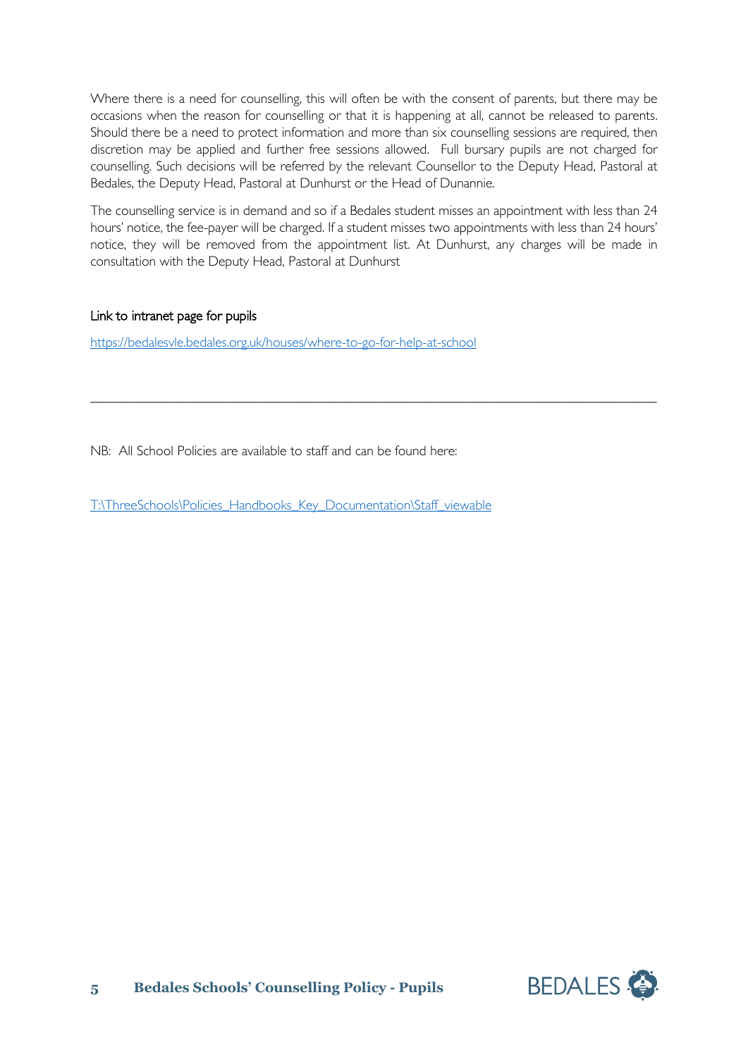Where there is a need for counselling, this will often be with the consent of parents, but there may be occasions when the reason for counselling or that it is happening at all, cannot be released to parents. Should there be a need to protect information and more than six counselling sessions are required, then discretion may be applied and further free sessions allowed. Full bursary pupils are not charged for counselling. Such decisions will be referred by the relevant Counsellor to the Deputy Head, Pastoral at Bedales, the Deputy Head, Pastoral at Dunhurst or the Head of Dunannie.

The counselling service is in demand and so if a Bedales student misses an appointment with less than 24 hours' notice, the fee-payer will be charged. If a student misses two appointments with less than 24 hours' notice, they will be removed from the appointment list. At Dunhurst, any charges will be made in consultation with the Deputy Head, Pastoral at Dunhurst

Link to intranet page for pupils

https://bedalesvle.bedales.org.uk/houses/where-to-go-for-help-at-school

---

NB: All School Policies are available to staff and can be found here:

T:\ThreeSchools\Policies_Handbooks_Key_Documentation\Staff_viewable